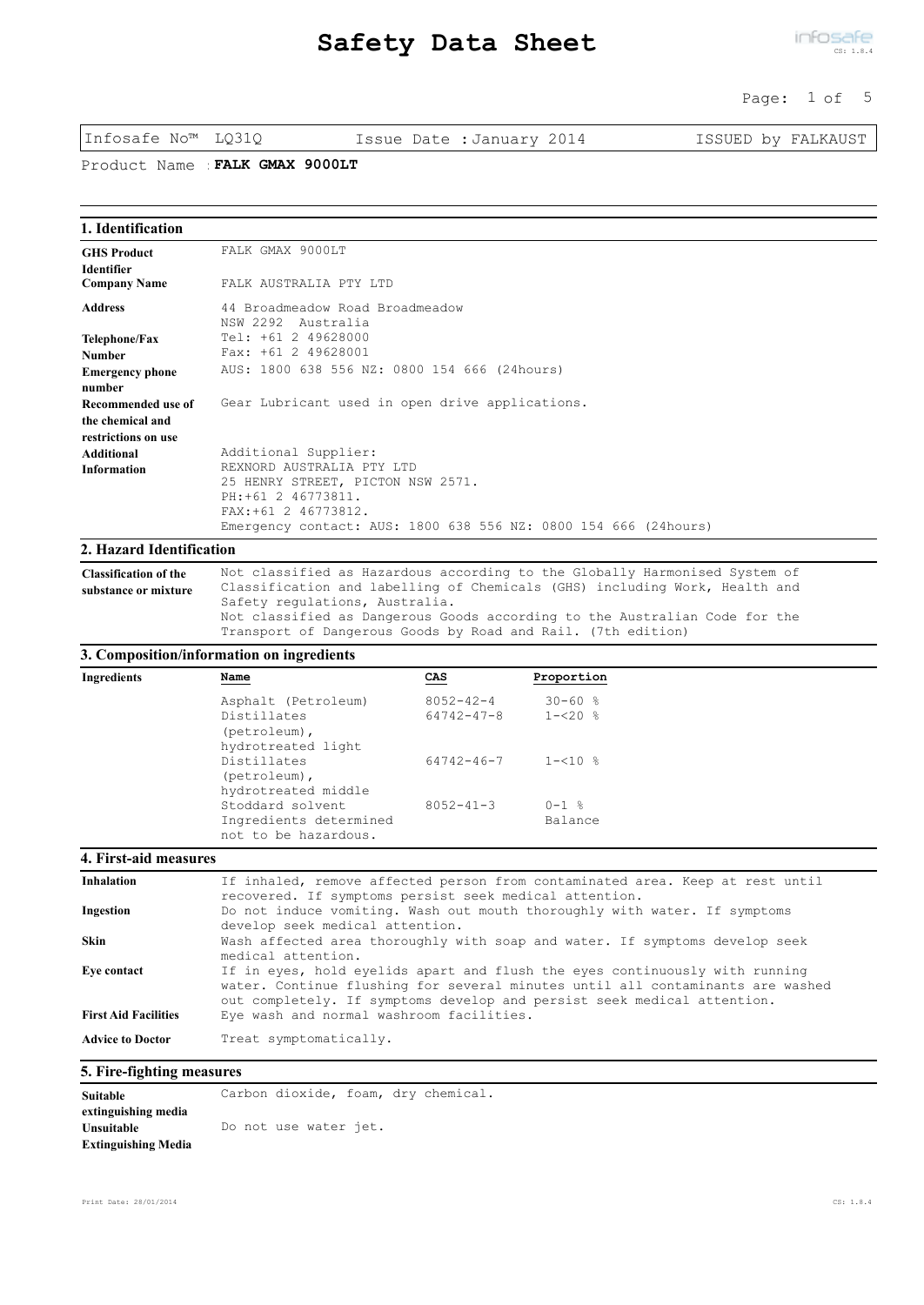# Safety Data Sheet

| Infosafe No™ LQ31Q | Issue Date : January 2014 | ISSUED by FALKAUST |
|---|---|---|

Product Name : **FALK GMAX 9000LT**

## 1. Identification

| | |
|---|---|
| **GHS Product Identifier** | FALK GMAX 9000LT |
| **Company Name** | FALK AUSTRALIA PTY LTD |
| **Address** | 44 Broadmeadow Road Broadmeadow<br>NSW 2292 Australia |
| **Telephone/Fax Number** | Tel: +61 2 49628000<br>Fax: +61 2 49628001 |
| **Emergency phone number** | AUS: 1800 638 556 NZ: 0800 154 666 (24hours) |
| **Recommended use of the chemical and restrictions on use** | Gear Lubricant used in open drive applications. |
| **Additional Information** | Additional Supplier:<br>REXNORD AUSTRALIA PTY LTD<br>25 HENRY STREET, PICTON NSW 2571.<br>PH:+61 2 46773811.<br>FAX:+61 2 46773812.<br>Emergency contact: AUS: 1800 638 556 NZ: 0800 154 666 (24hours) |

## 2. Hazard Identification

| | |
|---|---|
| **Classification of the substance or mixture** | Not classified as Hazardous according to the Globally Harmonised System of Classification and labelling of Chemicals (GHS) including Work, Health and Safety regulations, Australia.<br>Not classified as Dangerous Goods according to the Australian Code for the Transport of Dangerous Goods by Road and Rail. (7th edition) |

## 3. Composition/information on ingredients

**Ingredients**

| Name | CAS | Proportion |
|---|---|---|
| Asphalt (Petroleum) | 8052-42-4 | 30-60 % |
| Distillates (petroleum), hydrotreated light | 64742-47-8 | 1-<20 % |
| Distillates (petroleum), hydrotreated middle | 64742-46-7 | 1-<10 % |
| Stoddard solvent | 8052-41-3 | 0-1 % |
| Ingredients determined not to be hazardous. | | Balance |

## 4. First-aid measures

| | |
|---|---|
| **Inhalation** | If inhaled, remove affected person from contaminated area. Keep at rest until recovered. If symptoms persist seek medical attention. |
| **Ingestion** | Do not induce vomiting. Wash out mouth thoroughly with water. If symptoms develop seek medical attention. |
| **Skin** | Wash affected area thoroughly with soap and water. If symptoms develop seek medical attention. |
| **Eye contact** | If in eyes, hold eyelids apart and flush the eyes continuously with running water. Continue flushing for several minutes until all contaminants are washed out completely. If symptoms develop and persist seek medical attention. |
| **First Aid Facilities** | Eye wash and normal washroom facilities. |
| **Advice to Doctor** | Treat symptomatically. |

## 5. Fire-fighting measures

| | |
|---|---|
| **Suitable extinguishing media** | Carbon dioxide, foam, dry chemical. |
| **Unsuitable Extinguishing Media** | Do not use water jet. |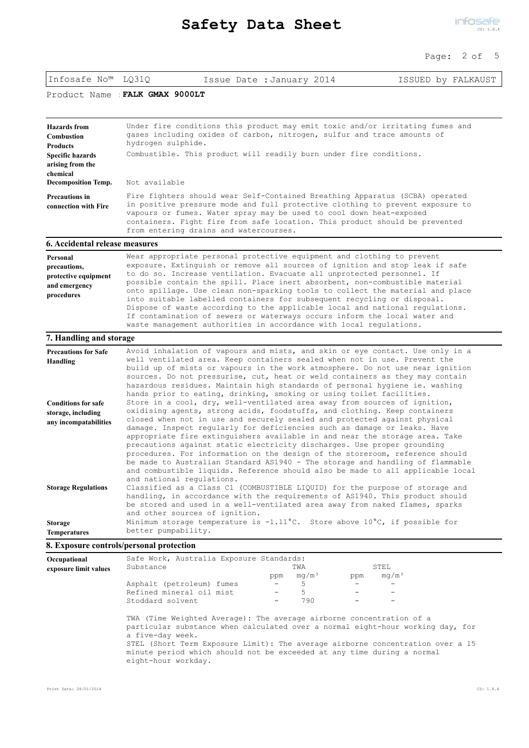Infosafe No™ LQ31Q | Issue Date : January 2014 | ISSUED by FALKAUST

Product Name : **FALK GMAX 9000LT**

**Hazards from Combustion Products**
Under fire conditions this product may emit toxic and/or irritating fumes and gases including oxides of carbon, nitrogen, sulfur and trace amounts of hydrogen sulphide.

**Specific hazards arising from the chemical**
Combustible. This product will readily burn under fire conditions.

**Decomposition Temp.**
Not available

**Precautions in connection with Fire**
Fire fighters should wear Self-Contained Breathing Apparatus (SCBA) operated in positive pressure mode and full protective clothing to prevent exposure to vapours or fumes. Water spray may be used to cool down heat-exposed containers. Fight fire from safe location. This product should be prevented from entering drains and watercourses.

## 6. Accidental release measures

**Personal precautions, protective equipment and emergency procedures**
Wear appropriate personal protective equipment and clothing to prevent exposure. Extinguish or remove all sources of ignition and stop leak if safe to do so. Increase ventilation. Evacuate all unprotected personnel. If possible contain the spill. Place inert absorbent, non-combustible material onto spillage. Use clean non-sparking tools to collect the material and place into suitable labelled containers for subsequent recycling or disposal. Dispose of waste according to the applicable local and national regulations. If contamination of sewers or waterways occurs inform the local water and waste management authorities in accordance with local regulations.

## 7. Handling and storage

**Precautions for Safe Handling**
Avoid inhalation of vapours and mists, and skin or eye contact. Use only in a well ventilated area. Keep containers sealed when not in use. Prevent the build up of mists or vapours in the work atmosphere. Do not use near ignition sources. Do not pressurise, cut, heat or weld containers as they may contain hazardous residues. Maintain high standards of personal hygiene ie. washing hands prior to eating, drinking, smoking or using toilet facilities.

**Conditions for safe storage, including any incompatabilities**
Store in a cool, dry, well-ventilated area away from sources of ignition, oxidising agents, strong acids, foodstuffs, and clothing. Keep containers closed when not in use and securely sealed and protected against physical damage. Inspect regularly for deficiencies such as damage or leaks. Have appropriate fire extinguishers available in and near the storage area. Take precautions against static electricity discharges. Use proper grounding procedures. For information on the design of the storeroom, reference should be made to Australian Standard AS1940 - The storage and handling of flammable and combustible liquids. Reference should also be made to all applicable local and national regulations.

**Storage Regulations**
Classified as a Class C1 (COMBUSTIBLE LIQUID) for the purpose of storage and handling, in accordance with the requirements of AS1940. This product should be stored and used in a well-ventilated area away from naked flames, sparks and other sources of ignition.

**Storage Temperatures**
Minimum storage temperature is -1.11°C. Store above 10°C, if possible for better pumpability.

## 8. Exposure controls/personal protection

**Occupational exposure limit values**

Safe Work, Australia Exposure Standards:

| Substance | TWA | | STEL | |
|---|---|---|---|---|
| | ppm | $mg/m^3$ | ppm | $mg/m^3$ |
| Asphalt (petroleum) fumes | - | 5 | - | - |
| Refined mineral oil mist | - | 5 | - | - |
| Stoddard solvent | - | 790 | - | - |

TWA (Time Weighted Average): The average airborne concentration of a particular substance when calculated over a normal eight-hour working day, for a five-day week.
STEL (Short Term Exposure Limit): The average airborne concentration over a 15 minute period which should not be exceeded at any time during a normal eight-hour workday.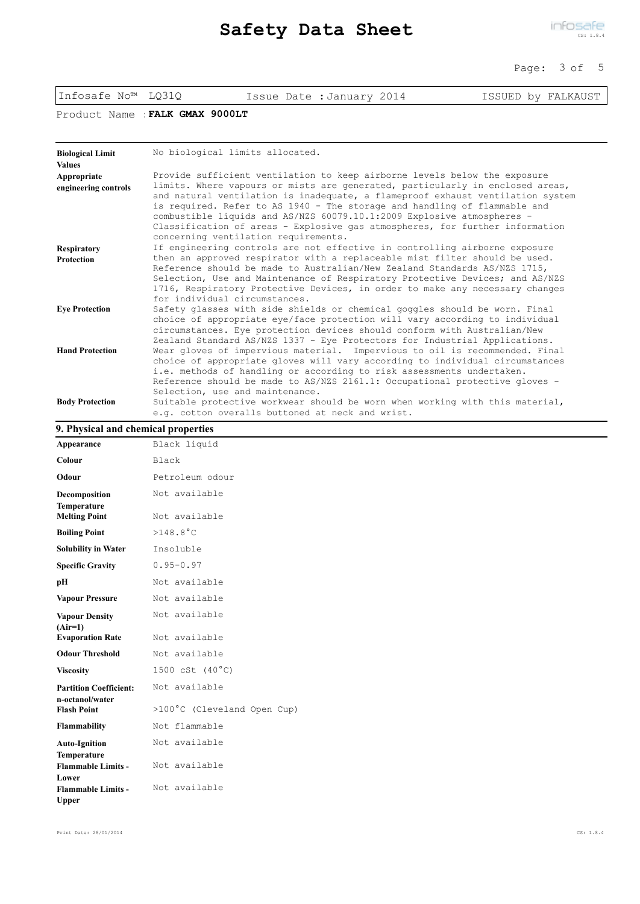Infosafe No™ LQ31Q | Issue Date : January 2014 | ISSUED by FALKAUST

Product Name : **FALK GMAX 9000LT**

| | |
|---|---|
| **Biological Limit Values** | No biological limits allocated. |
| **Appropriate engineering controls** | Provide sufficient ventilation to keep airborne levels below the exposure limits. Where vapours or mists are generated, particularly in enclosed areas, and natural ventilation is inadequate, a flameproof exhaust ventilation system is required. Refer to AS 1940 - The storage and handling of flammable and combustible liquids and AS/NZS 60079.10.1:2009 Explosive atmospheres - Classification of areas - Explosive gas atmospheres, for further information concerning ventilation requirements. |
| **Respiratory Protection** | If engineering controls are not effective in controlling airborne exposure then an approved respirator with a replaceable mist filter should be used. Reference should be made to Australian/New Zealand Standards AS/NZS 1715, Selection, Use and Maintenance of Respiratory Protective Devices; and AS/NZS 1716, Respiratory Protective Devices, in order to make any necessary changes for individual circumstances. |
| **Eye Protection** | Safety glasses with side shields or chemical goggles should be worn. Final choice of appropriate eye/face protection will vary according to individual circumstances. Eye protection devices should conform with Australian/New Zealand Standard AS/NZS 1337 - Eye Protectors for Industrial Applications. |
| **Hand Protection** | Wear gloves of impervious material. Impervious to oil is recommended. Final choice of appropriate gloves will vary according to individual circumstances i.e. methods of handling or according to risk assessments undertaken. Reference should be made to AS/NZS 2161.1: Occupational protective gloves - Selection, use and maintenance. |
| **Body Protection** | Suitable protective workwear should be worn when working with this material, e.g. cotton overalls buttoned at neck and wrist. |

## 9. Physical and chemical properties

| | |
|---|---|
| **Appearance** | Black liquid |
| **Colour** | Black |
| **Odour** | Petroleum odour |
| **Decomposition Temperature** | Not available |
| **Melting Point** | Not available |
| **Boiling Point** | >148.8°C |
| **Solubility in Water** | Insoluble |
| **Specific Gravity** | 0.95-0.97 |
| **pH** | Not available |
| **Vapour Pressure** | Not available |
| **Vapour Density (Air=1)** | Not available |
| **Evaporation Rate** | Not available |
| **Odour Threshold** | Not available |
| **Viscosity** | 1500 cSt (40°C) |
| **Partition Coefficient: n-octanol/water** | Not available |
| **Flash Point** | >100°C (Cleveland Open Cup) |
| **Flammability** | Not flammable |
| **Auto-Ignition Temperature** | Not available |
| **Flammable Limits - Lower** | Not available |
| **Flammable Limits - Upper** | Not available |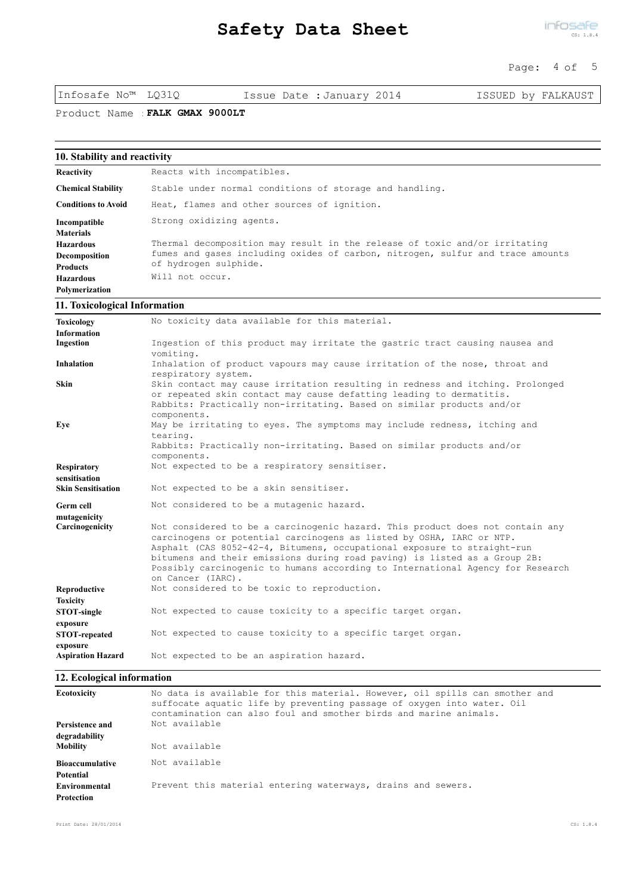## 10. Stability and reactivity

| | |
|---|---|
| **Reactivity** | Reacts with incompatibles. |
| **Chemical Stability** | Stable under normal conditions of storage and handling. |
| **Conditions to Avoid** | Heat, flames and other sources of ignition. |
| **Incompatible Materials** | Strong oxidizing agents. |
| **Hazardous Decomposition Products** | Thermal decomposition may result in the release of toxic and/or irritating fumes and gases including oxides of carbon, nitrogen, sulfur and trace amounts of hydrogen sulphide. |
| **Hazardous Polymerization** | Will not occur. |

## 11. Toxicological Information

| | |
|---|---|
| **Toxicology Information** | No toxicity data available for this material. |
| **Ingestion** | Ingestion of this product may irritate the gastric tract causing nausea and vomiting. |
| **Inhalation** | Inhalation of product vapours may cause irritation of the nose, throat and respiratory system. |
| **Skin** | Skin contact may cause irritation resulting in redness and itching. Prolonged or repeated skin contact may cause defatting leading to dermatitis. Rabbits: Practically non-irritating. Based on similar products and/or components. |
| **Eye** | May be irritating to eyes. The symptoms may include redness, itching and tearing. Rabbits: Practically non-irritating. Based on similar products and/or components. |
| **Respiratory sensitisation** | Not expected to be a respiratory sensitiser. |
| **Skin Sensitisation** | Not expected to be a skin sensitiser. |
| **Germ cell mutagenicity** | Not considered to be a mutagenic hazard. |
| **Carcinogenicity** | Not considered to be a carcinogenic hazard. This product does not contain any carcinogens or potential carcinogens as listed by OSHA, IARC or NTP. Asphalt (CAS 8052-42-4, Bitumens, occupational exposure to straight-run bitumens and their emissions during road paving) is listed as a Group 2B: Possibly carcinogenic to humans according to International Agency for Research on Cancer (IARC). |
| **Reproductive Toxicity** | Not considered to be toxic to reproduction. |
| **STOT-single exposure** | Not expected to cause toxicity to a specific target organ. |
| **STOT-repeated exposure** | Not expected to cause toxicity to a specific target organ. |
| **Aspiration Hazard** | Not expected to be an aspiration hazard. |

## 12. Ecological information

| | |
|---|---|
| **Ecotoxicity** | No data is available for this material. However, oil spills can smother and suffocate aquatic life by preventing passage of oxygen into water. Oil contamination can also foul and smother birds and marine animals. |
| **Persistence and degradability** | Not available |
| **Mobility** | Not available |
| **Bioaccumulative Potential** | Not available |
| **Environmental Protection** | Prevent this material entering waterways, drains and sewers. |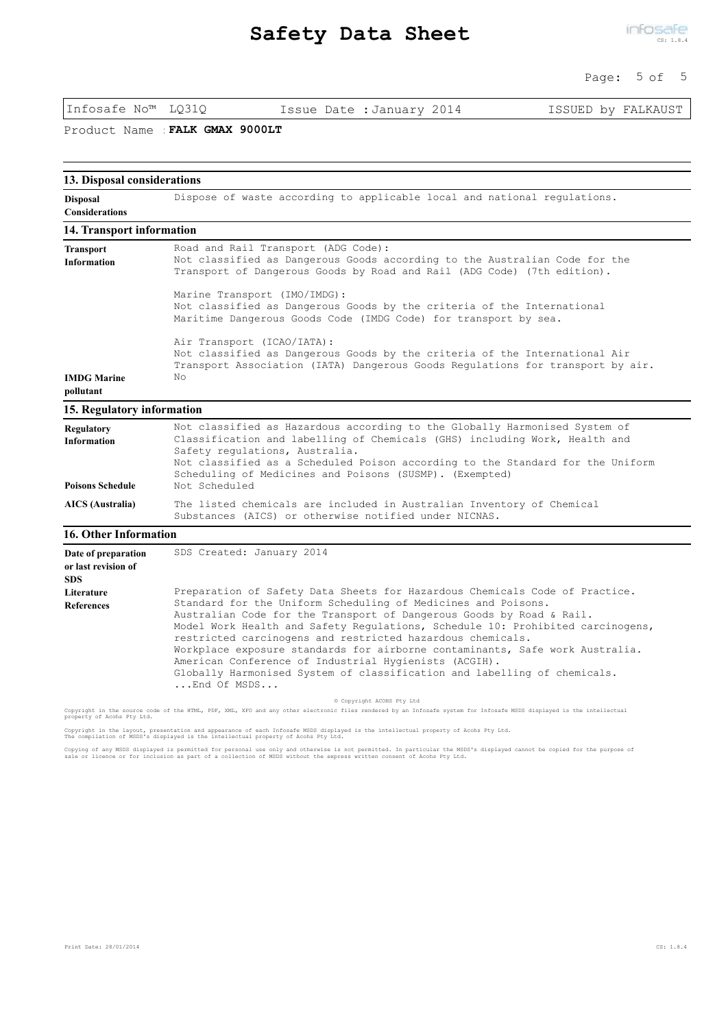Infosafe No™ LQ31Q Issue Date : January 2014 ISSUED by FALKAUST

Product Name : **FALK GMAX 9000LT**

## 13. Disposal considerations

| | |
|---|---|
| **Disposal Considerations** | Dispose of waste according to applicable local and national regulations. |

## 14. Transport information

| | |
|---|---|
| **Transport Information** | Road and Rail Transport (ADG Code):<br>Not classified as Dangerous Goods according to the Australian Code for the Transport of Dangerous Goods by Road and Rail (ADG Code) (7th edition).<br><br>Marine Transport (IMO/IMDG):<br>Not classified as Dangerous Goods by the criteria of the International Maritime Dangerous Goods Code (IMDG Code) for transport by sea.<br><br>Air Transport (ICAO/IATA):<br>Not classified as Dangerous Goods by the criteria of the International Air Transport Association (IATA) Dangerous Goods Regulations for transport by air. |
| **IMDG Marine pollutant** | No |

## 15. Regulatory information

| | |
|---|---|
| **Regulatory Information** | Not classified as Hazardous according to the Globally Harmonised System of Classification and labelling of Chemicals (GHS) including Work, Health and Safety regulations, Australia.<br>Not classified as a Scheduled Poison according to the Standard for the Uniform Scheduling of Medicines and Poisons (SUSMP). (Exempted) |
| **Poisons Schedule** | Not Scheduled |
| **AICS (Australia)** | The listed chemicals are included in Australian Inventory of Chemical Substances (AICS) or otherwise notified under NICNAS. |

## 16. Other Information

| | |
|---|---|
| **Date of preparation or last revision of SDS** | SDS Created: January 2014 |
| **Literature References** | Preparation of Safety Data Sheets for Hazardous Chemicals Code of Practice.<br>Standard for the Uniform Scheduling of Medicines and Poisons.<br>Australian Code for the Transport of Dangerous Goods by Road & Rail.<br>Model Work Health and Safety Regulations, Schedule 10: Prohibited carcinogens, restricted carcinogens and restricted hazardous chemicals.<br>Workplace exposure standards for airborne contaminants, Safe work Australia.<br>American Conference of Industrial Hygienists (ACGIH).<br>Globally Harmonised System of classification and labelling of chemicals.<br>...End Of MSDS... |

© Copyright ACOHS Pty Ltd

Copyright in the source code of the HTML, PDF, XML, XFO and any other electronic files rendered by an Infosafe system for Infosafe MSDS displayed is the intellectual property of Acohs Pty Ltd.

Copyright in the layout, presentation and appearance of each Infosafe MSDS displayed is the intellectual property of Acohs Pty Ltd.
The compilation of MSDS's displayed is the intellectual property of Acohs Pty Ltd.

Copying of any MSDS displayed is permitted for personal use only and otherwise is not permitted. In particular the MSDS's displayed cannot be copied for the purpose of sale or licence or for inclusion as part of a collection of MSDS without the express written consent of Acohs Pty Ltd.